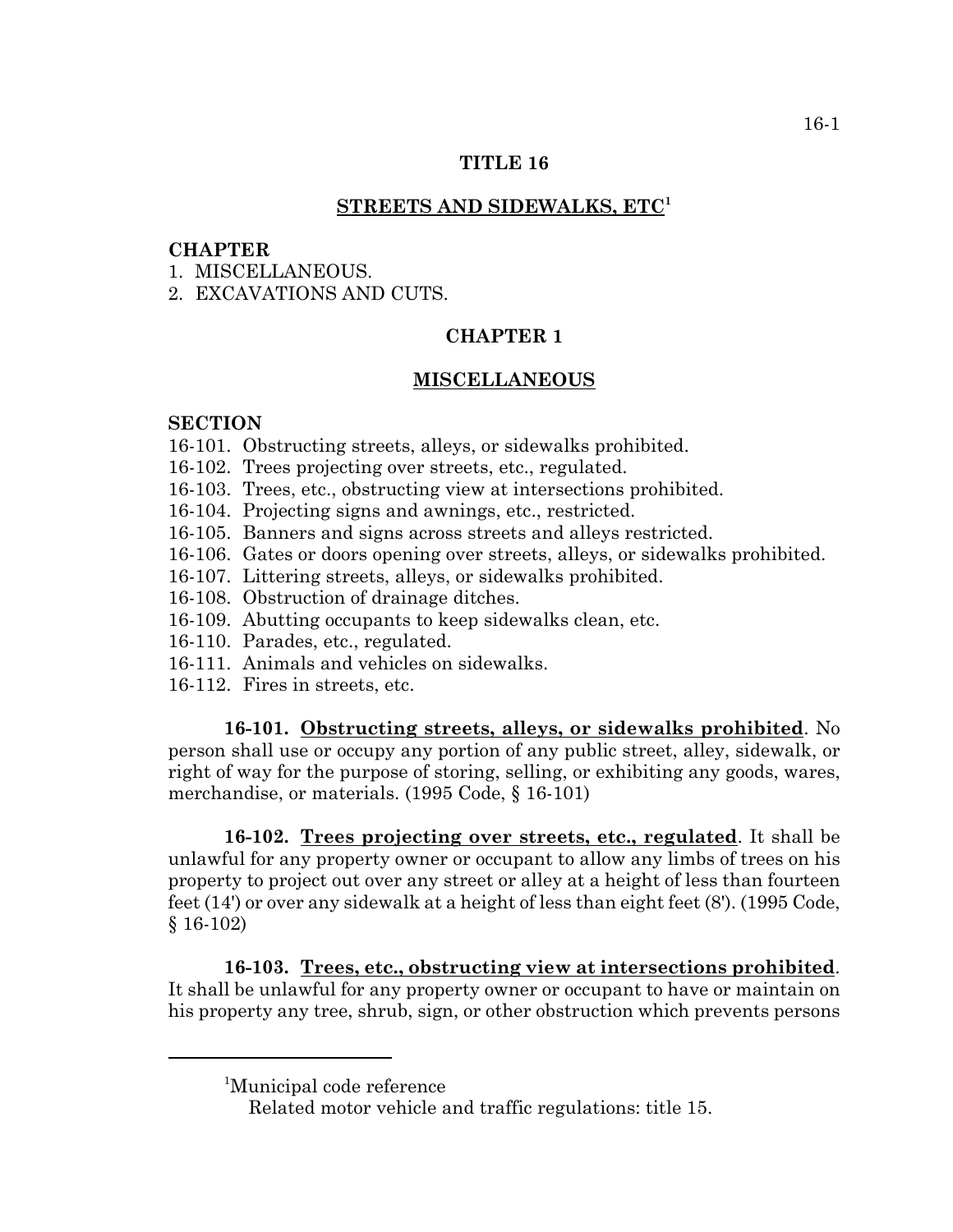# TITLE 16

## STREETS AND SIDEWALKS, ETC[1]

**CHAPTER**

1. MISCELLANEOUS.
2. EXCAVATIONS AND CUTS.

## CHAPTER 1

## MISCELLANEOUS

**SECTION**

16-101. Obstructing streets, alleys, or sidewalks prohibited.
16-102. Trees projecting over streets, etc., regulated.
16-103. Trees, etc., obstructing view at intersections prohibited.
16-104. Projecting signs and awnings, etc., restricted.
16-105. Banners and signs across streets and alleys restricted.
16-106. Gates or doors opening over streets, alleys, or sidewalks prohibited.
16-107. Littering streets, alleys, or sidewalks prohibited.
16-108. Obstruction of drainage ditches.
16-109. Abutting occupants to keep sidewalks clean, etc.
16-110. Parades, etc., regulated.
16-111. Animals and vehicles on sidewalks.
16-112. Fires in streets, etc.

**16-101. Obstructing streets, alleys, or sidewalks prohibited**. No person shall use or occupy any portion of any public street, alley, sidewalk, or right of way for the purpose of storing, selling, or exhibiting any goods, wares, merchandise, or materials. (1995 Code, § 16-101)

**16-102. Trees projecting over streets, etc., regulated**. It shall be unlawful for any property owner or occupant to allow any limbs of trees on his property to project out over any street or alley at a height of less than fourteen feet (14') or over any sidewalk at a height of less than eight feet (8'). (1995 Code, § 16-102)

**16-103. Trees, etc., obstructing view at intersections prohibited**. It shall be unlawful for any property owner or occupant to have or maintain on his property any tree, shrub, sign, or other obstruction which prevents persons

---

[1]Municipal code reference
Related motor vehicle and traffic regulations: title 15.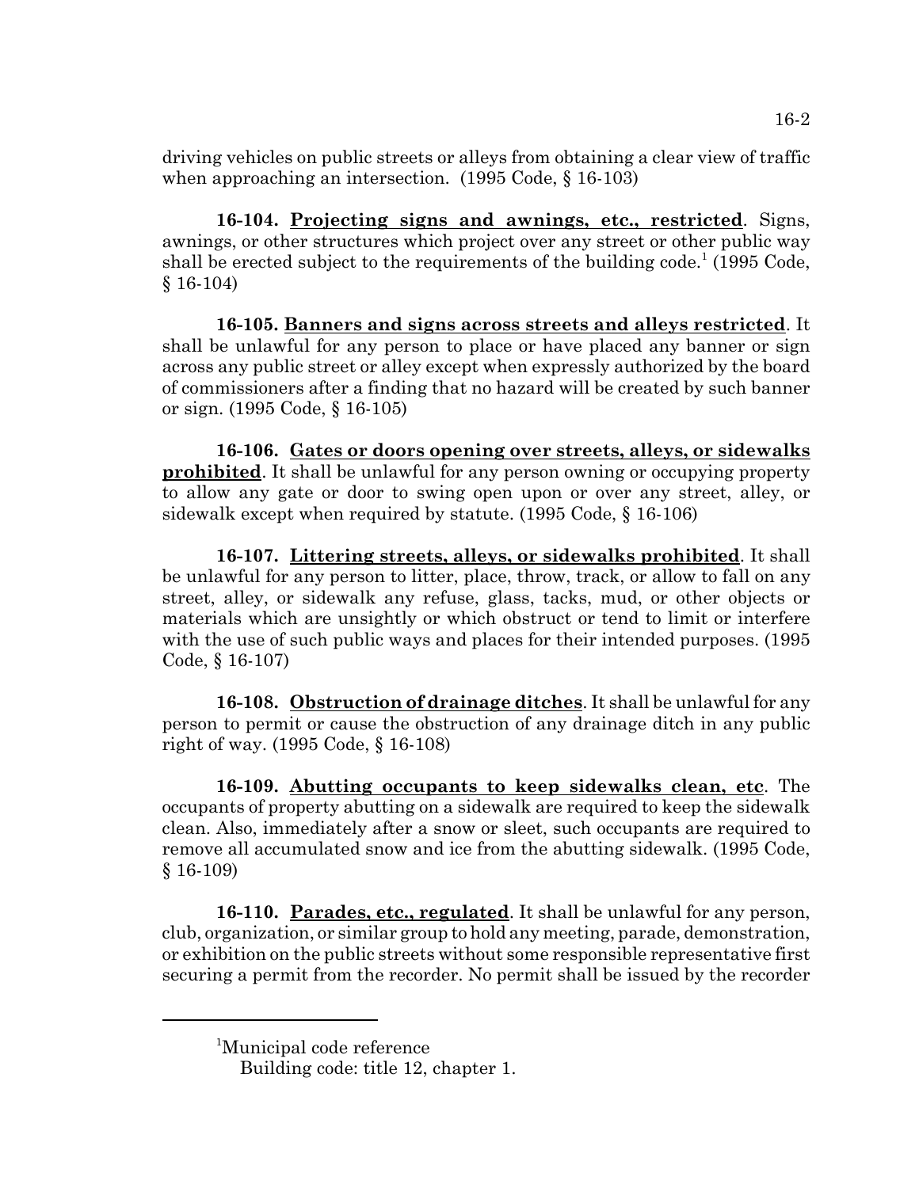driving vehicles on public streets or alleys from obtaining a clear view of traffic when approaching an intersection. (1995 Code, § 16-103)

**16-104. Projecting signs and awnings, etc., restricted**. Signs, awnings, or other structures which project over any street or other public way shall be erected subject to the requirements of the building code.[1] (1995 Code, § 16-104)

**16-105. Banners and signs across streets and alleys restricted**. It shall be unlawful for any person to place or have placed any banner or sign across any public street or alley except when expressly authorized by the board of commissioners after a finding that no hazard will be created by such banner or sign. (1995 Code, § 16-105)

**16-106. Gates or doors opening over streets, alleys, or sidewalks prohibited**. It shall be unlawful for any person owning or occupying property to allow any gate or door to swing open upon or over any street, alley, or sidewalk except when required by statute. (1995 Code, § 16-106)

**16-107. Littering streets, alleys, or sidewalks prohibited**. It shall be unlawful for any person to litter, place, throw, track, or allow to fall on any street, alley, or sidewalk any refuse, glass, tacks, mud, or other objects or materials which are unsightly or which obstruct or tend to limit or interfere with the use of such public ways and places for their intended purposes. (1995 Code, § 16-107)

**16-108. Obstruction of drainage ditches**. It shall be unlawful for any person to permit or cause the obstruction of any drainage ditch in any public right of way. (1995 Code, § 16-108)

**16-109. Abutting occupants to keep sidewalks clean, etc**. The occupants of property abutting on a sidewalk are required to keep the sidewalk clean. Also, immediately after a snow or sleet, such occupants are required to remove all accumulated snow and ice from the abutting sidewalk. (1995 Code, § 16-109)

**16-110. Parades, etc., regulated**. It shall be unlawful for any person, club, organization, or similar group to hold any meeting, parade, demonstration, or exhibition on the public streets without some responsible representative first securing a permit from the recorder. No permit shall be issued by the recorder

---

[1]Municipal code reference
Building code: title 12, chapter 1.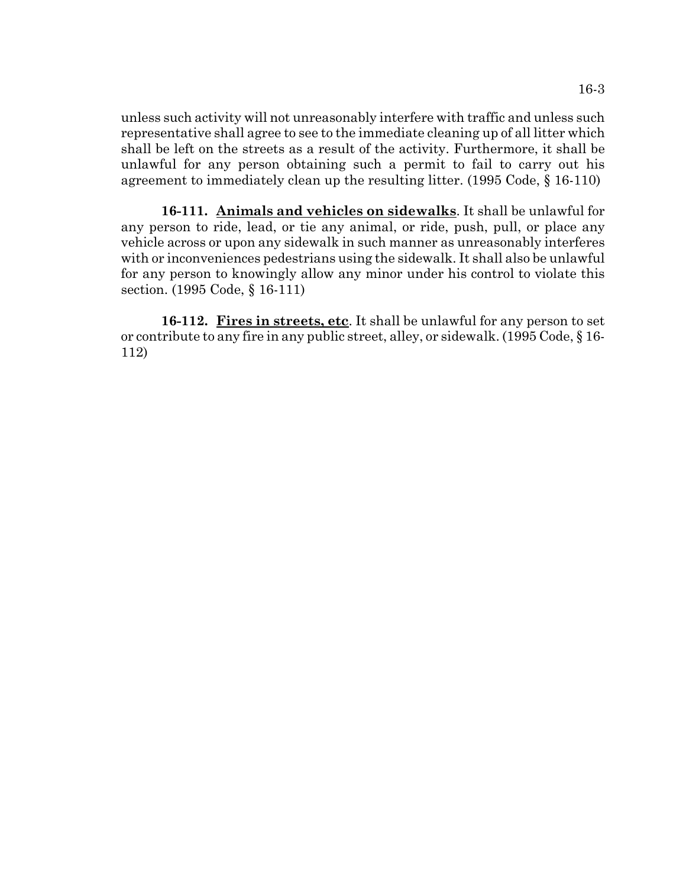unless such activity will not unreasonably interfere with traffic and unless such representative shall agree to see to the immediate cleaning up of all litter which shall be left on the streets as a result of the activity. Furthermore, it shall be unlawful for any person obtaining such a permit to fail to carry out his agreement to immediately clean up the resulting litter. (1995 Code, § 16-110)

**16-111. Animals and vehicles on sidewalks**. It shall be unlawful for any person to ride, lead, or tie any animal, or ride, push, pull, or place any vehicle across or upon any sidewalk in such manner as unreasonably interferes with or inconveniences pedestrians using the sidewalk. It shall also be unlawful for any person to knowingly allow any minor under his control to violate this section. (1995 Code, § 16-111)

**16-112. Fires in streets, etc**. It shall be unlawful for any person to set or contribute to any fire in any public street, alley, or sidewalk. (1995 Code, § 16-112)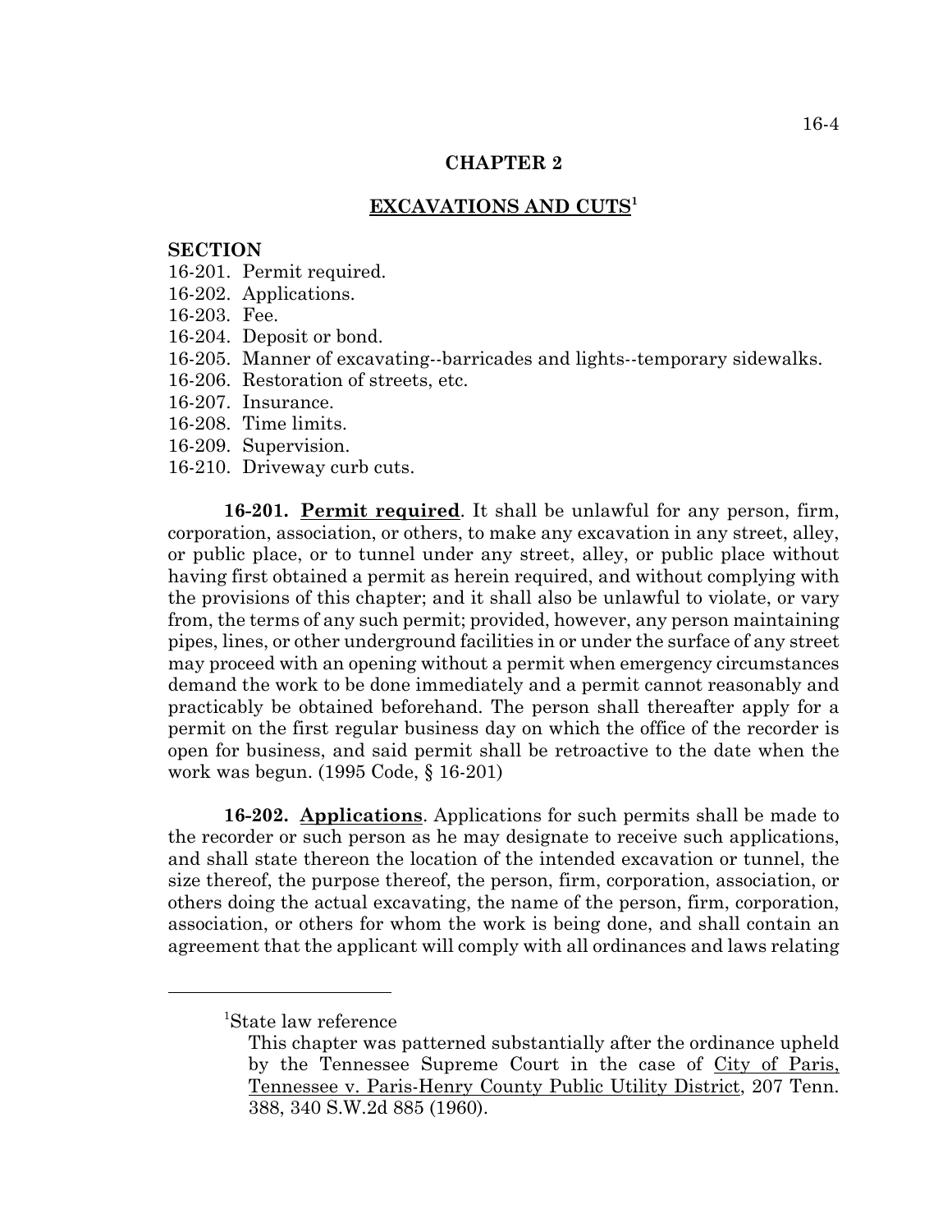## CHAPTER 2

## EXCAVATIONS AND CUTS[1]

**SECTION**

16-201. Permit required.
16-202. Applications.
16-203. Fee.
16-204. Deposit or bond.
16-205. Manner of excavating--barricades and lights--temporary sidewalks.
16-206. Restoration of streets, etc.
16-207. Insurance.
16-208. Time limits.
16-209. Supervision.
16-210. Driveway curb cuts.

**16-201. Permit required**. It shall be unlawful for any person, firm, corporation, association, or others, to make any excavation in any street, alley, or public place, or to tunnel under any street, alley, or public place without having first obtained a permit as herein required, and without complying with the provisions of this chapter; and it shall also be unlawful to violate, or vary from, the terms of any such permit; provided, however, any person maintaining pipes, lines, or other underground facilities in or under the surface of any street may proceed with an opening without a permit when emergency circumstances demand the work to be done immediately and a permit cannot reasonably and practicably be obtained beforehand. The person shall thereafter apply for a permit on the first regular business day on which the office of the recorder is open for business, and said permit shall be retroactive to the date when the work was begun. (1995 Code, § 16-201)

**16-202. Applications**. Applications for such permits shall be made to the recorder or such person as he may designate to receive such applications, and shall state thereon the location of the intended excavation or tunnel, the size thereof, the purpose thereof, the person, firm, corporation, association, or others doing the actual excavating, the name of the person, firm, corporation, association, or others for whom the work is being done, and shall contain an agreement that the applicant will comply with all ordinances and laws relating

---

[1]State law reference

This chapter was patterned substantially after the ordinance upheld by the Tennessee Supreme Court in the case of City of Paris, Tennessee v. Paris-Henry County Public Utility District, 207 Tenn. 388, 340 S.W.2d 885 (1960).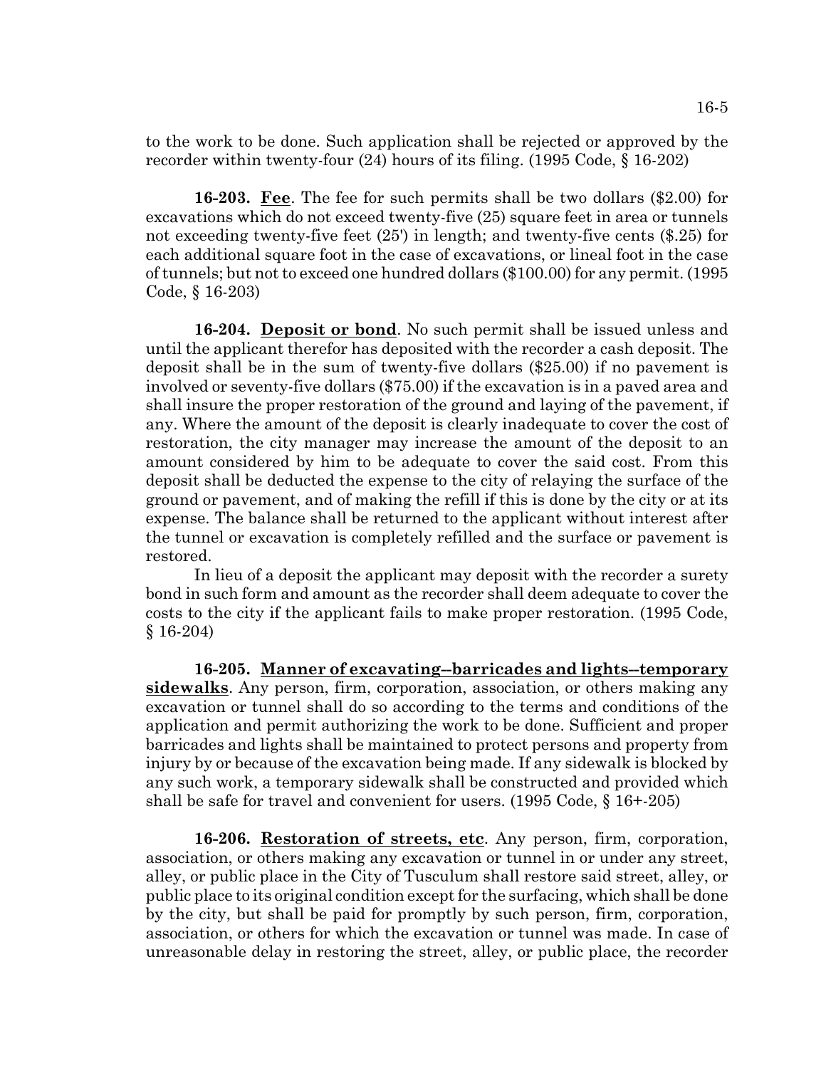to the work to be done. Such application shall be rejected or approved by the recorder within twenty-four (24) hours of its filing. (1995 Code, § 16-202)

**16-203. Fee**. The fee for such permits shall be two dollars ($2.00) for excavations which do not exceed twenty-five (25) square feet in area or tunnels not exceeding twenty-five feet (25') in length; and twenty-five cents ($.25) for each additional square foot in the case of excavations, or lineal foot in the case of tunnels; but not to exceed one hundred dollars ($100.00) for any permit. (1995 Code, § 16-203)

**16-204. Deposit or bond**. No such permit shall be issued unless and until the applicant therefor has deposited with the recorder a cash deposit. The deposit shall be in the sum of twenty-five dollars ($25.00) if no pavement is involved or seventy-five dollars ($75.00) if the excavation is in a paved area and shall insure the proper restoration of the ground and laying of the pavement, if any. Where the amount of the deposit is clearly inadequate to cover the cost of restoration, the city manager may increase the amount of the deposit to an amount considered by him to be adequate to cover the said cost. From this deposit shall be deducted the expense to the city of relaying the surface of the ground or pavement, and of making the refill if this is done by the city or at its expense. The balance shall be returned to the applicant without interest after the tunnel or excavation is completely refilled and the surface or pavement is restored.

In lieu of a deposit the applicant may deposit with the recorder a surety bond in such form and amount as the recorder shall deem adequate to cover the costs to the city if the applicant fails to make proper restoration. (1995 Code, § 16-204)

**16-205. Manner of excavating--barricades and lights--temporary sidewalks**. Any person, firm, corporation, association, or others making any excavation or tunnel shall do so according to the terms and conditions of the application and permit authorizing the work to be done. Sufficient and proper barricades and lights shall be maintained to protect persons and property from injury by or because of the excavation being made. If any sidewalk is blocked by any such work, a temporary sidewalk shall be constructed and provided which shall be safe for travel and convenient for users. (1995 Code, § 16+-205)

**16-206. Restoration of streets, etc**. Any person, firm, corporation, association, or others making any excavation or tunnel in or under any street, alley, or public place in the City of Tusculum shall restore said street, alley, or public place to its original condition except for the surfacing, which shall be done by the city, but shall be paid for promptly by such person, firm, corporation, association, or others for which the excavation or tunnel was made. In case of unreasonable delay in restoring the street, alley, or public place, the recorder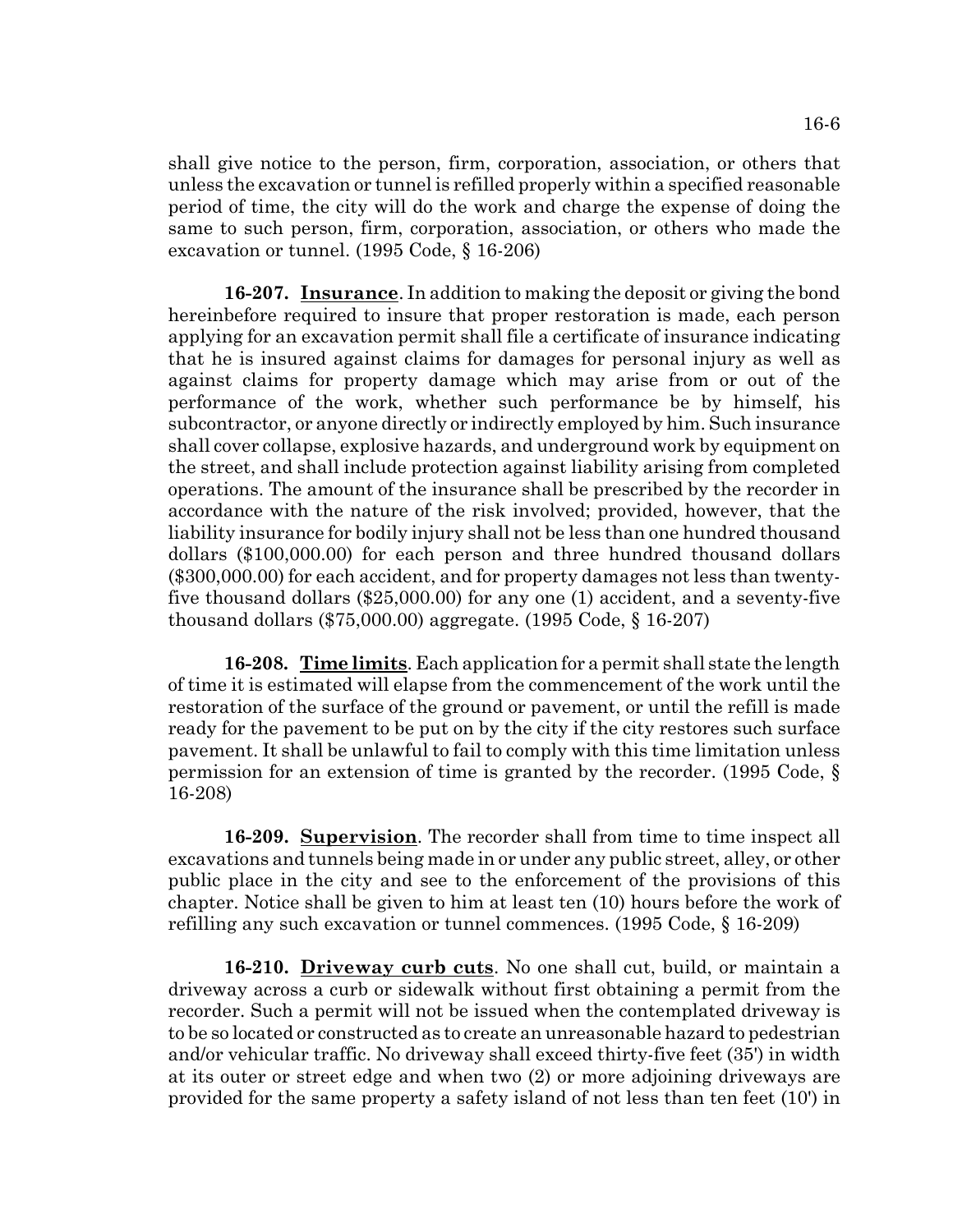shall give notice to the person, firm, corporation, association, or others that unless the excavation or tunnel is refilled properly within a specified reasonable period of time, the city will do the work and charge the expense of doing the same to such person, firm, corporation, association, or others who made the excavation or tunnel. (1995 Code, § 16-206)

**16-207. Insurance**. In addition to making the deposit or giving the bond hereinbefore required to insure that proper restoration is made, each person applying for an excavation permit shall file a certificate of insurance indicating that he is insured against claims for damages for personal injury as well as against claims for property damage which may arise from or out of the performance of the work, whether such performance be by himself, his subcontractor, or anyone directly or indirectly employed by him. Such insurance shall cover collapse, explosive hazards, and underground work by equipment on the street, and shall include protection against liability arising from completed operations. The amount of the insurance shall be prescribed by the recorder in accordance with the nature of the risk involved; provided, however, that the liability insurance for bodily injury shall not be less than one hundred thousand dollars ($100,000.00) for each person and three hundred thousand dollars ($300,000.00) for each accident, and for property damages not less than twenty-five thousand dollars ($25,000.00) for any one (1) accident, and a seventy-five thousand dollars ($75,000.00) aggregate. (1995 Code, § 16-207)

**16-208. Time limits**. Each application for a permit shall state the length of time it is estimated will elapse from the commencement of the work until the restoration of the surface of the ground or pavement, or until the refill is made ready for the pavement to be put on by the city if the city restores such surface pavement. It shall be unlawful to fail to comply with this time limitation unless permission for an extension of time is granted by the recorder. (1995 Code, § 16-208)

**16-209. Supervision**. The recorder shall from time to time inspect all excavations and tunnels being made in or under any public street, alley, or other public place in the city and see to the enforcement of the provisions of this chapter. Notice shall be given to him at least ten (10) hours before the work of refilling any such excavation or tunnel commences. (1995 Code, § 16-209)

**16-210. Driveway curb cuts**. No one shall cut, build, or maintain a driveway across a curb or sidewalk without first obtaining a permit from the recorder. Such a permit will not be issued when the contemplated driveway is to be so located or constructed as to create an unreasonable hazard to pedestrian and/or vehicular traffic. No driveway shall exceed thirty-five feet (35') in width at its outer or street edge and when two (2) or more adjoining driveways are provided for the same property a safety island of not less than ten feet (10') in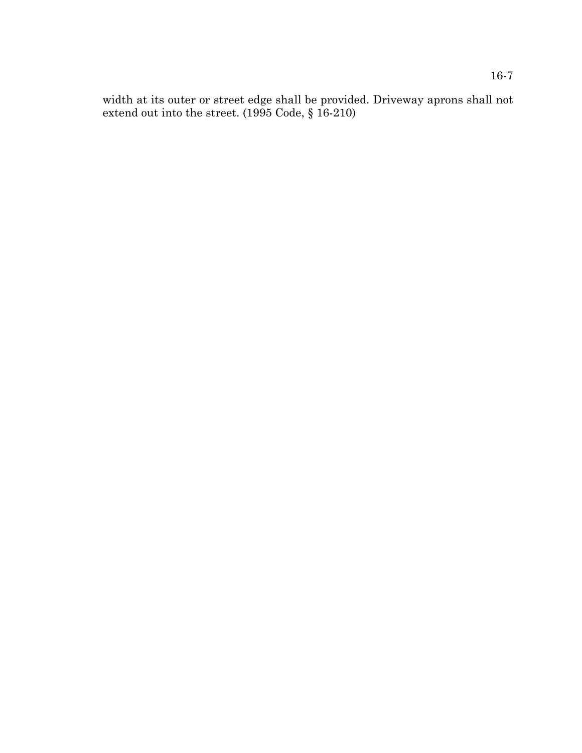width at its outer or street edge shall be provided. Driveway aprons shall not extend out into the street. (1995 Code, § 16-210)